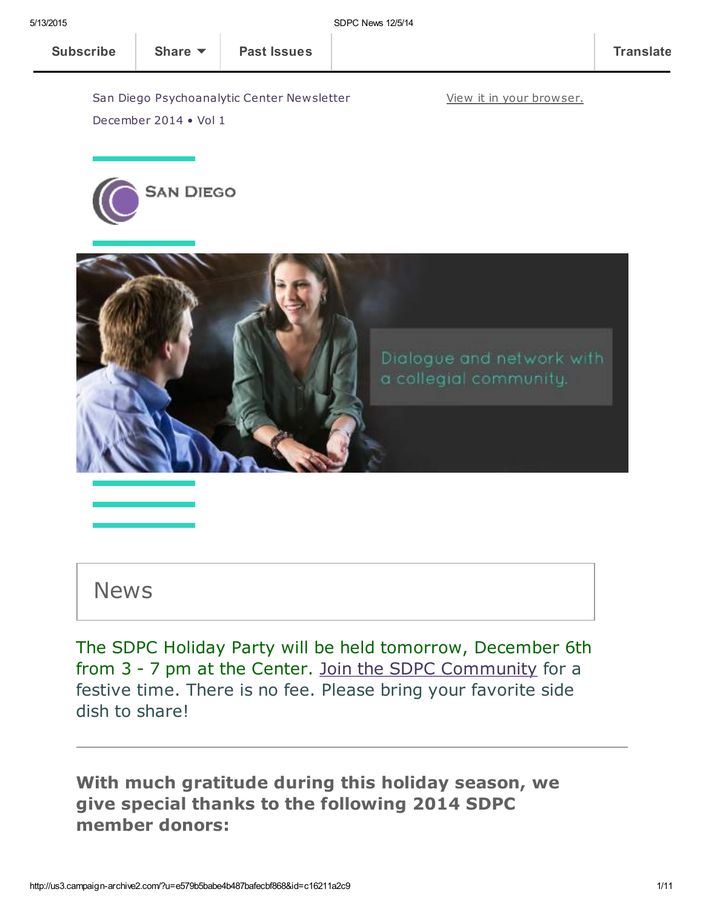Subscribe | Share | Past Issues | Translate

San Diego Psychoanalytic Center Newsletter

December 2014 • Vol 1

View it in your browser.

SAN DIEGO

Dialogue and network with a collegial community.

## News

The SDPC Holiday Party will be held tomorrow, December 6th from 3 - 7 pm at the Center. Join the SDPC Community for a festive time. There is no fee. Please bring your favorite side dish to share!

---

**With much gratitude during this holiday season, we give special thanks to the following 2014 SDPC member donors:**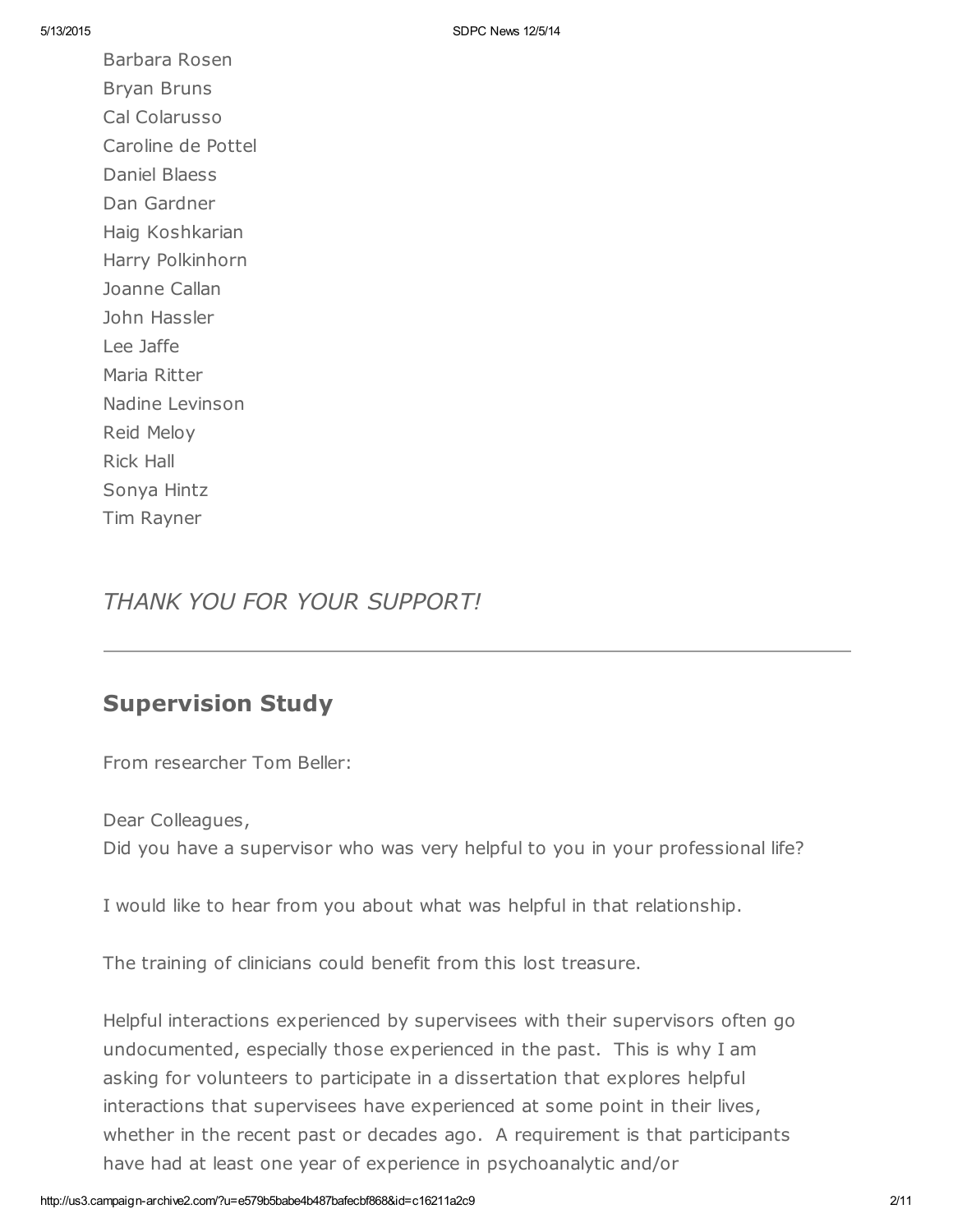Barbara Rosen
Bryan Bruns
Cal Colarusso
Caroline de Pottel
Daniel Blaess
Dan Gardner
Haig Koshkarian
Harry Polkinhorn
Joanne Callan
John Hassler
Lee Jaffe
Maria Ritter
Nadine Levinson
Reid Meloy
Rick Hall
Sonya Hintz
Tim Rayner

## *THANK YOU FOR YOUR SUPPORT!*

---

## Supervision Study

From researcher Tom Beller:

Dear Colleagues,
Did you have a supervisor who was very helpful to you in your professional life?

I would like to hear from you about what was helpful in that relationship.

The training of clinicians could benefit from this lost treasure.

Helpful interactions experienced by supervisees with their supervisors often go undocumented, especially those experienced in the past. This is why I am asking for volunteers to participate in a dissertation that explores helpful interactions that supervisees have experienced at some point in their lives, whether in the recent past or decades ago. A requirement is that participants have had at least one year of experience in psychoanalytic and/or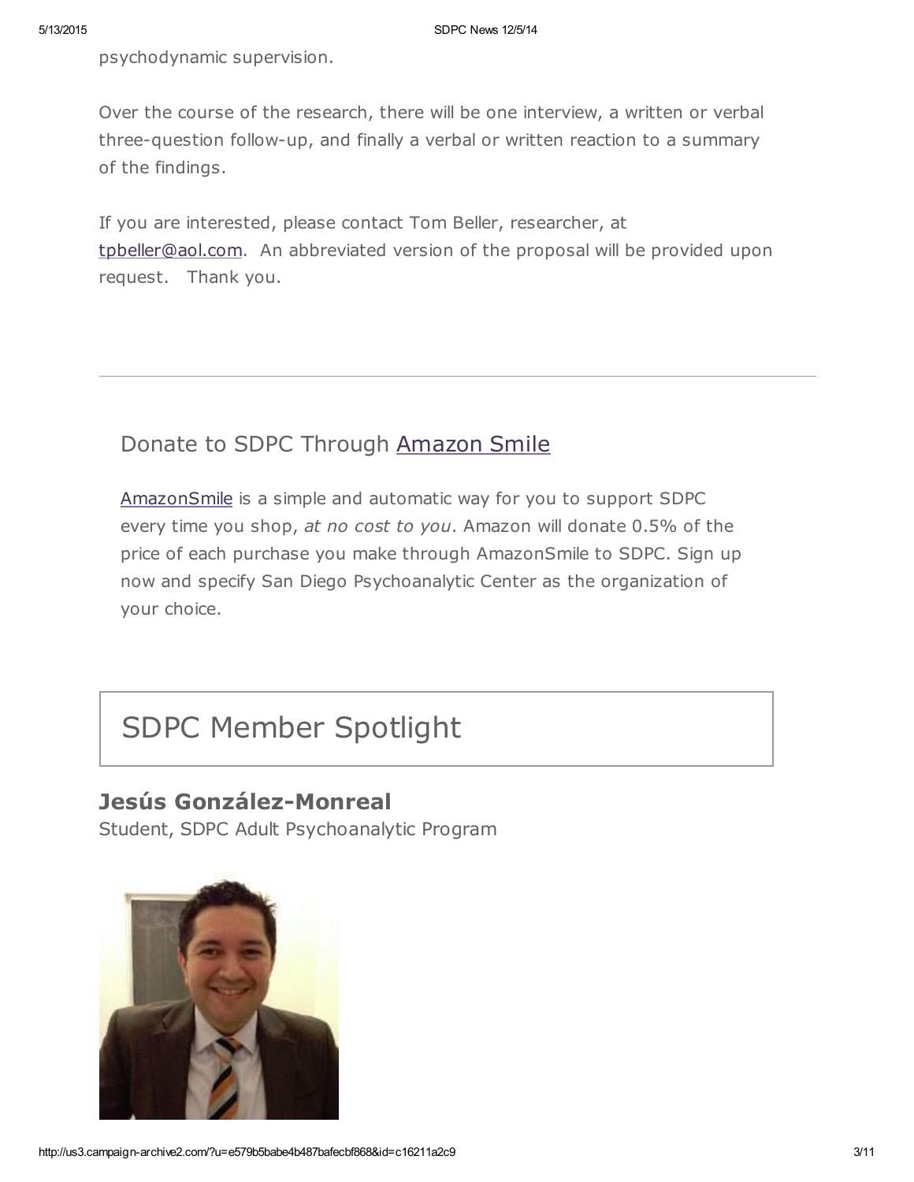psychodynamic supervision.

Over the course of the research, there will be one interview, a written or verbal three-question follow-up, and finally a verbal or written reaction to a summary of the findings.

If you are interested, please contact Tom Beller, researcher, at tpbeller@aol.com. An abbreviated version of the proposal will be provided upon request. Thank you.

---

## Donate to SDPC Through Amazon Smile

AmazonSmile is a simple and automatic way for you to support SDPC every time you shop, *at no cost to you*. Amazon will donate 0.5% of the price of each purchase you make through AmazonSmile to SDPC. Sign up now and specify San Diego Psychoanalytic Center as the organization of your choice.

# SDPC Member Spotlight

### **Jesús González-Monreal**

Student, SDPC Adult Psychoanalytic Program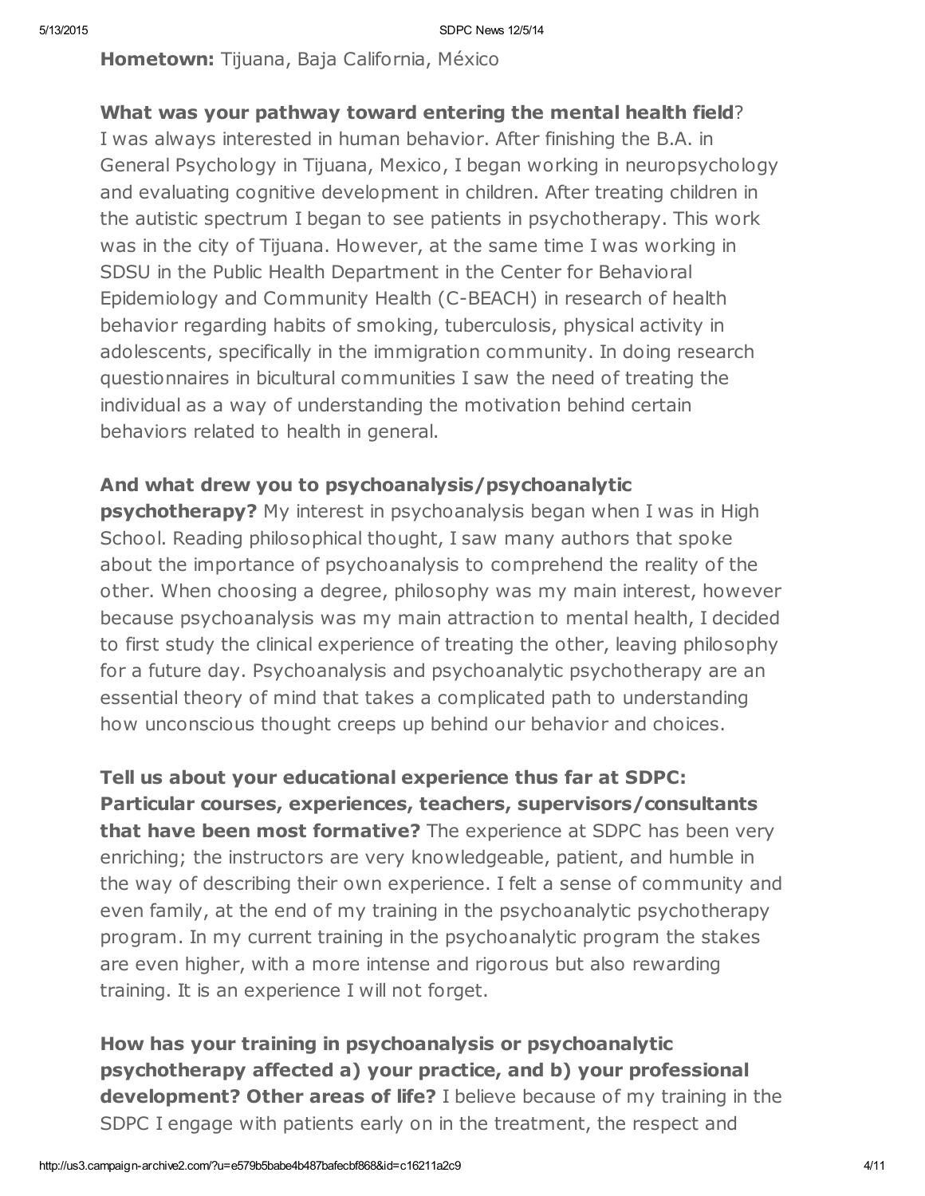**Hometown:** Tijuana, Baja California, México

**What was your pathway toward entering the mental health field**?
I was always interested in human behavior. After finishing the B.A. in General Psychology in Tijuana, Mexico, I began working in neuropsychology and evaluating cognitive development in children. After treating children in the autistic spectrum I began to see patients in psychotherapy. This work was in the city of Tijuana. However, at the same time I was working in SDSU in the Public Health Department in the Center for Behavioral Epidemiology and Community Health (C-BEACH) in research of health behavior regarding habits of smoking, tuberculosis, physical activity in adolescents, specifically in the immigration community. In doing research questionnaires in bicultural communities I saw the need of treating the individual as a way of understanding the motivation behind certain behaviors related to health in general.

**And what drew you to psychoanalysis/psychoanalytic psychotherapy?** My interest in psychoanalysis began when I was in High School. Reading philosophical thought, I saw many authors that spoke about the importance of psychoanalysis to comprehend the reality of the other. When choosing a degree, philosophy was my main interest, however because psychoanalysis was my main attraction to mental health, I decided to first study the clinical experience of treating the other, leaving philosophy for a future day. Psychoanalysis and psychoanalytic psychotherapy are an essential theory of mind that takes a complicated path to understanding how unconscious thought creeps up behind our behavior and choices.

**Tell us about your educational experience thus far at SDPC: Particular courses, experiences, teachers, supervisors/consultants that have been most formative?** The experience at SDPC has been very enriching; the instructors are very knowledgeable, patient, and humble in the way of describing their own experience. I felt a sense of community and even family, at the end of my training in the psychoanalytic psychotherapy program. In my current training in the psychoanalytic program the stakes are even higher, with a more intense and rigorous but also rewarding training. It is an experience I will not forget.

**How has your training in psychoanalysis or psychoanalytic psychotherapy affected a) your practice, and b) your professional development? Other areas of life?** I believe because of my training in the SDPC I engage with patients early on in the treatment, the respect and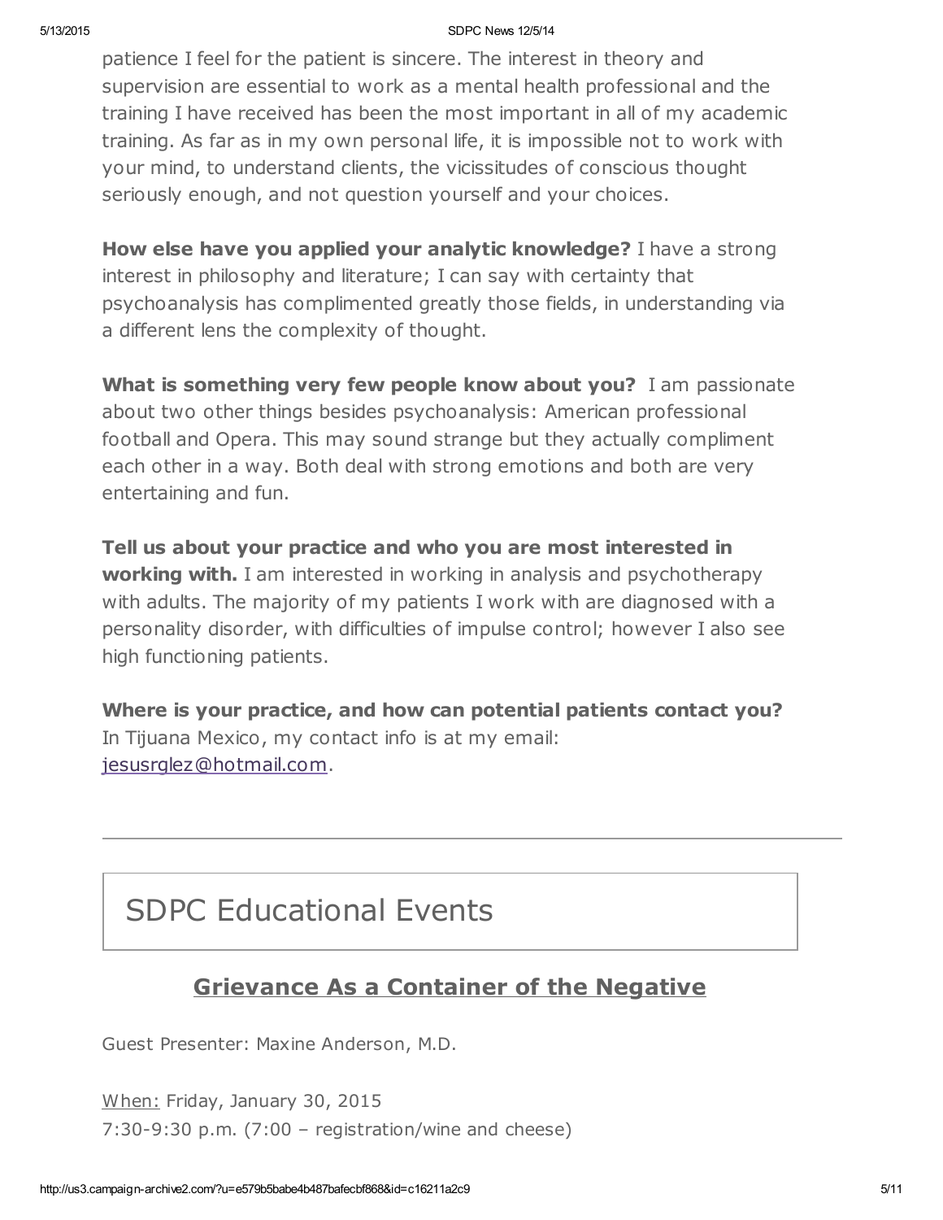patience I feel for the patient is sincere. The interest in theory and supervision are essential to work as a mental health professional and the training I have received has been the most important in all of my academic training. As far as in my own personal life, it is impossible not to work with your mind, to understand clients, the vicissitudes of conscious thought seriously enough, and not question yourself and your choices.

**How else have you applied your analytic knowledge?** I have a strong interest in philosophy and literature; I can say with certainty that psychoanalysis has complimented greatly those fields, in understanding via a different lens the complexity of thought.

**What is something very few people know about you?** I am passionate about two other things besides psychoanalysis: American professional football and Opera. This may sound strange but they actually compliment each other in a way. Both deal with strong emotions and both are very entertaining and fun.

**Tell us about your practice and who you are most interested in working with.** I am interested in working in analysis and psychotherapy with adults. The majority of my patients I work with are diagnosed with a personality disorder, with difficulties of impulse control; however I also see high functioning patients.

**Where is your practice, and how can potential patients contact you?** In Tijuana Mexico, my contact info is at my email: jesusrglez@hotmail.com.

---

# SDPC Educational Events

## Grievance As a Container of the Negative

Guest Presenter: Maxine Anderson, M.D.

When: Friday, January 30, 2015
7:30-9:30 p.m. (7:00 – registration/wine and cheese)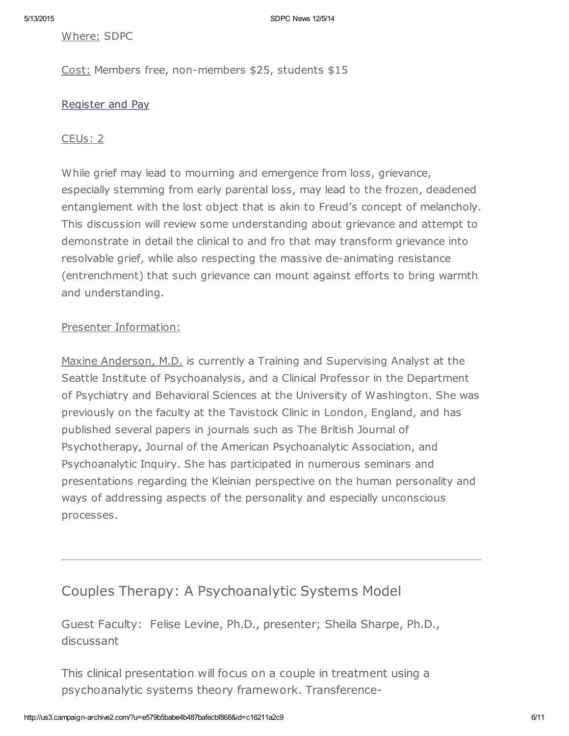Where: SDPC

Cost: Members free, non-members $25, students $15

Register and Pay

CEUs: 2

While grief may lead to mourning and emergence from loss, grievance, especially stemming from early parental loss, may lead to the frozen, deadened entanglement with the lost object that is akin to Freud's concept of melancholy. This discussion will review some understanding about grievance and attempt to demonstrate in detail the clinical to and fro that may transform grievance into resolvable grief, while also respecting the massive de-animating resistance (entrenchment) that such grievance can mount against efforts to bring warmth and understanding.

Presenter Information:

Maxine Anderson, M.D. is currently a Training and Supervising Analyst at the Seattle Institute of Psychoanalysis, and a Clinical Professor in the Department of Psychiatry and Behavioral Sciences at the University of Washington. She was previously on the faculty at the Tavistock Clinic in London, England, and has published several papers in journals such as The British Journal of Psychotherapy, Journal of the American Psychoanalytic Association, and Psychoanalytic Inquiry. She has participated in numerous seminars and presentations regarding the Kleinian perspective on the human personality and ways of addressing aspects of the personality and especially unconscious processes.

---

## Couples Therapy: A Psychoanalytic Systems Model

Guest Faculty: Felise Levine, Ph.D., presenter; Sheila Sharpe, Ph.D., discussant

This clinical presentation will focus on a couple in treatment using a psychoanalytic systems theory framework. Transference-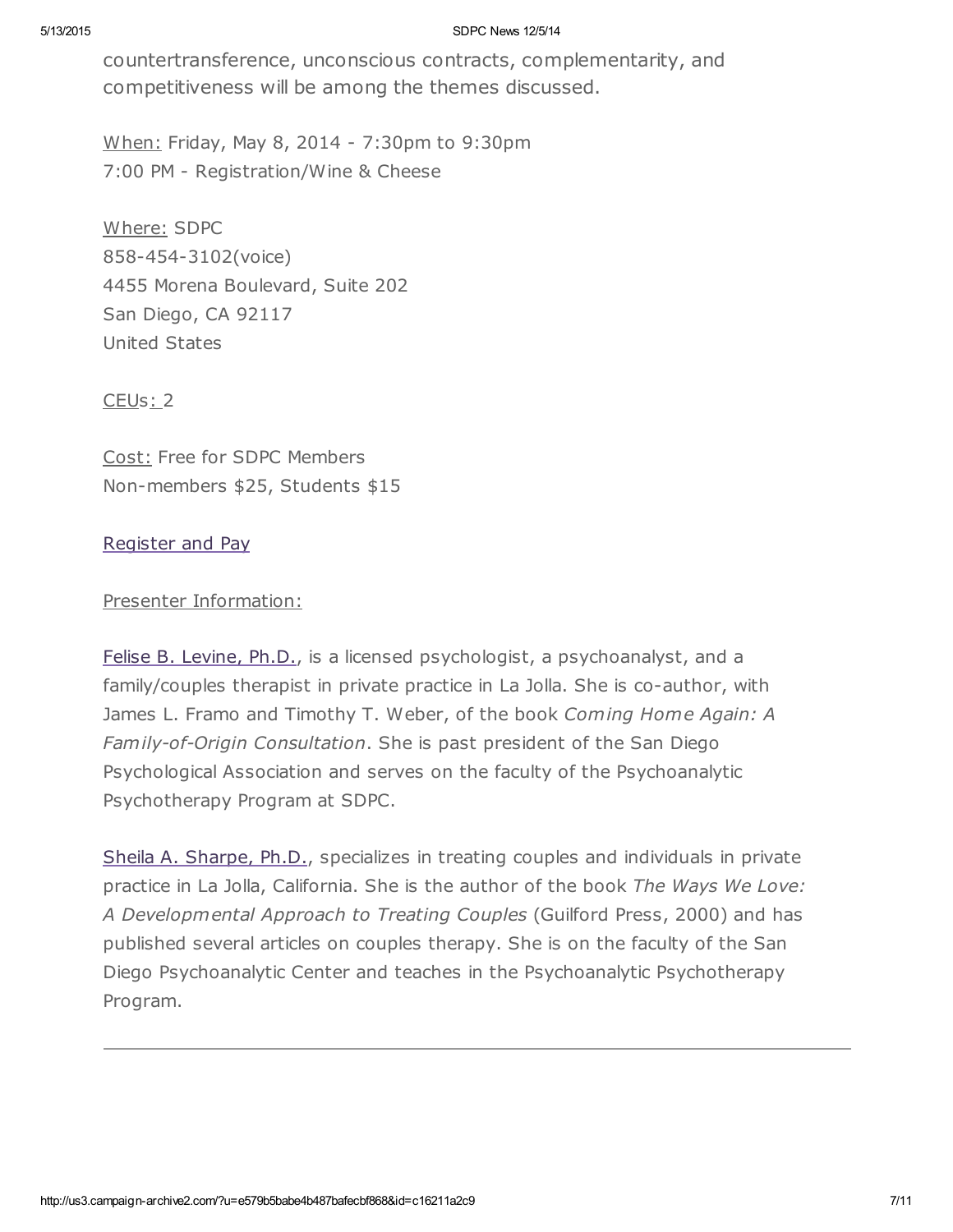countertransference, unconscious contracts, complementarity, and competitiveness will be among the themes discussed.

When: Friday, May 8, 2014 - 7:30pm to 9:30pm
7:00 PM - Registration/Wine & Cheese

Where: SDPC
858-454-3102(voice)
4455 Morena Boulevard, Suite 202
San Diego, CA 92117
United States

CEUs: 2

Cost: Free for SDPC Members
Non-members $25, Students $15

Register and Pay

Presenter Information:

Felise B. Levine, Ph.D., is a licensed psychologist, a psychoanalyst, and a family/couples therapist in private practice in La Jolla. She is co-author, with James L. Framo and Timothy T. Weber, of the book *Coming Home Again: A Family-of-Origin Consultation*. She is past president of the San Diego Psychological Association and serves on the faculty of the Psychoanalytic Psychotherapy Program at SDPC.

Sheila A. Sharpe, Ph.D., specializes in treating couples and individuals in private practice in La Jolla, California. She is the author of the book *The Ways We Love: A Developmental Approach to Treating Couples* (Guilford Press, 2000) and has published several articles on couples therapy. She is on the faculty of the San Diego Psychoanalytic Center and teaches in the Psychoanalytic Psychotherapy Program.

---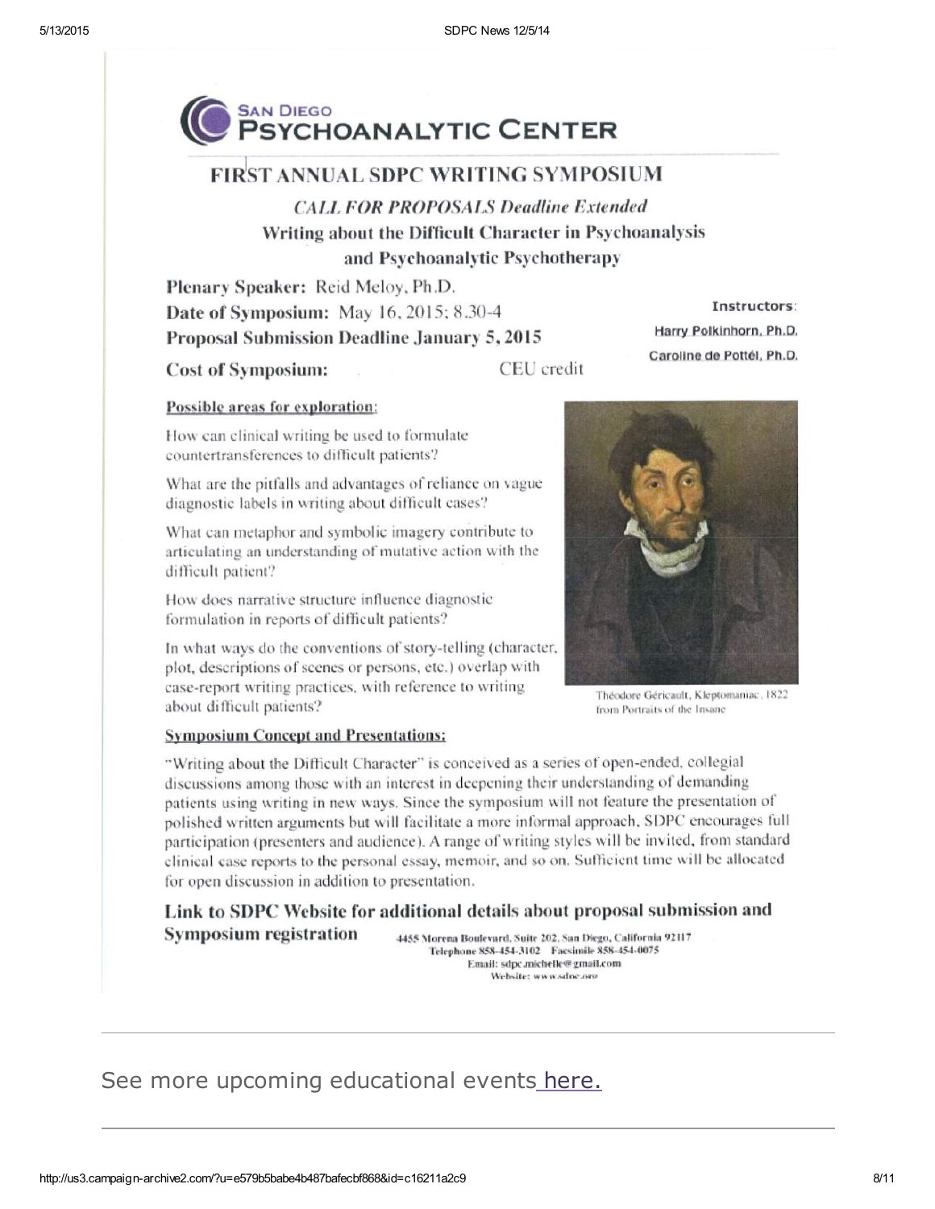# SAN DIEGO PSYCHOANALYTIC CENTER

## FIRST ANNUAL SDPC WRITING SYMPOSIUM

### *CALL FOR PROPOSALS Deadline Extended*

### Writing about the Difficult Character in Psychoanalysis and Psychoanalytic Psychotherapy

**Plenary Speaker:** Reid Meloy, Ph.D.

**Date of Symposium:** May 16, 2015; 8.30-4

**Proposal Submission Deadline January 5, 2015**

**Cost of Symposium:** CEU credit

**Instructors:**
Harry Polkinhorn, Ph.D.
Caroline de Pottél, Ph.D.

**Possible areas for exploration:**

How can clinical writing be used to formulate countertransferences to difficult patients?

What are the pitfalls and advantages of reliance on vague diagnostic labels in writing about difficult cases?

What can metaphor and symbolic imagery contribute to articulating an understanding of mutative action with the difficult patient?

How does narrative structure influence diagnostic formulation in reports of difficult patients?

In what ways do the conventions of story-telling (character, plot, descriptions of scenes or persons, etc.) overlap with case-report writing practices, with reference to writing about difficult patients?

Théodore Géricault, Kleptomaniac, 1822 from Portraits of the Insane

**Symposium Concept and Presentations:**

"Writing about the Difficult Character" is conceived as a series of open-ended, collegial discussions among those with an interest in deepening their understanding of demanding patients using writing in new ways. Since the symposium will not feature the presentation of polished written arguments but will facilitate a more informal approach, SDPC encourages full participation (presenters and audience). A range of writing styles will be invited, from standard clinical case reports to the personal essay, memoir, and so on. Sufficient time will be allocated for open discussion in addition to presentation.

**Link to SDPC Website for additional details about proposal submission and Symposium registration**

4455 Morena Boulevard, Suite 202, San Diego, California 92117
Telephone 858-454-3102 Facsimile 858-454-0075
Email: sdpc.michelle@gmail.com
Website: www.sdpc.org

---

See more upcoming educational events here.

---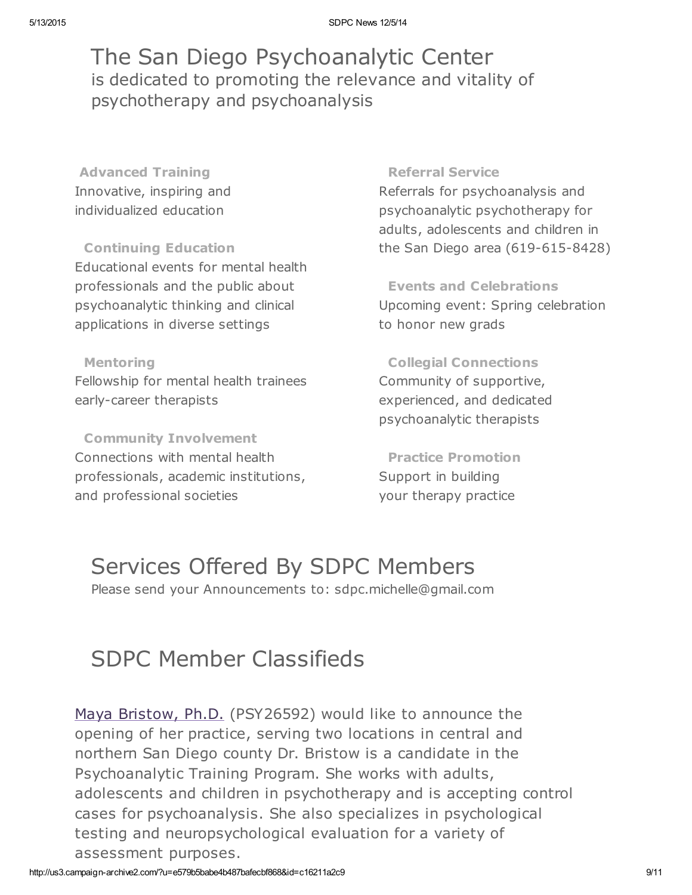# The San Diego Psychoanalytic Center

is dedicated to promoting the relevance and vitality of psychotherapy and psychoanalysis

**Advanced Training**
Innovative, inspiring and individualized education

**Continuing Education**
Educational events for mental health professionals and the public about psychoanalytic thinking and clinical applications in diverse settings

**Mentoring**
Fellowship for mental health trainees early-career therapists

**Community Involvement**
Connections with mental health professionals, academic institutions, and professional societies

**Referral Service**
Referrals for psychoanalysis and psychoanalytic psychotherapy for adults, adolescents and children in the San Diego area (619-615-8428)

**Events and Celebrations**
Upcoming event: Spring celebration to honor new grads

**Collegial Connections**
Community of supportive, experienced, and dedicated psychoanalytic therapists

**Practice Promotion**
Support in building your therapy practice

# Services Offered By SDPC Members

Please send your Announcements to: sdpc.michelle@gmail.com

# SDPC Member Classifieds

Maya Bristow, Ph.D. (PSY26592) would like to announce the opening of her practice, serving two locations in central and northern San Diego county Dr. Bristow is a candidate in the Psychoanalytic Training Program. She works with adults, adolescents and children in psychotherapy and is accepting control cases for psychoanalysis. She also specializes in psychological testing and neuropsychological evaluation for a variety of assessment purposes.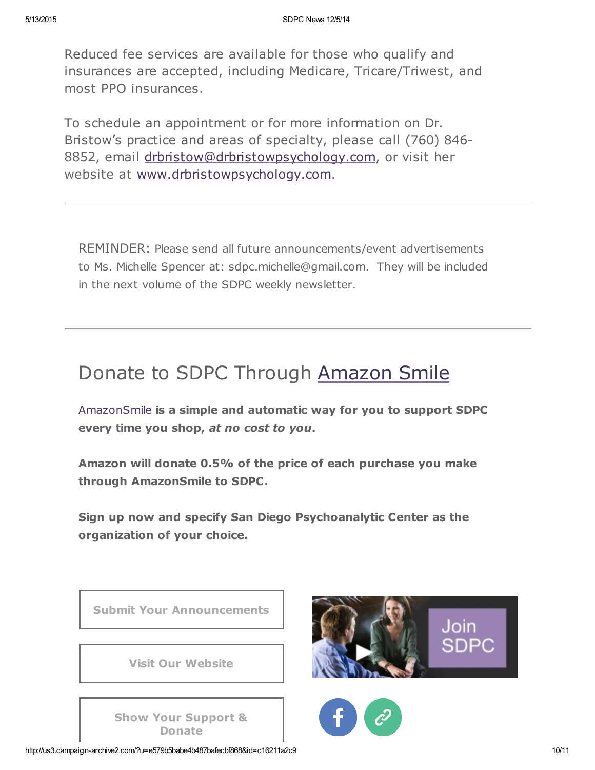Reduced fee services are available for those who qualify and insurances are accepted, including Medicare, Tricare/Triwest, and most PPO insurances.

To schedule an appointment or for more information on Dr. Bristow's practice and areas of specialty, please call (760) 846-8852, email drbristow@drbristowpsychology.com, or visit her website at www.drbristowpsychology.com.

---

REMINDER: Please send all future announcements/event advertisements to Ms. Michelle Spencer at: sdpc.michelle@gmail.com. They will be included in the next volume of the SDPC weekly newsletter.

---

## Donate to SDPC Through Amazon Smile

AmazonSmile **is a simple and automatic way for you to support SDPC every time you shop, *at no cost to you*.**

**Amazon will donate 0.5% of the price of each purchase you make through AmazonSmile to SDPC.**

**Sign up now and specify San Diego Psychoanalytic Center as the organization of your choice.**

Submit Your Announcements

Visit Our Website

Show Your Support & Donate

Join SDPC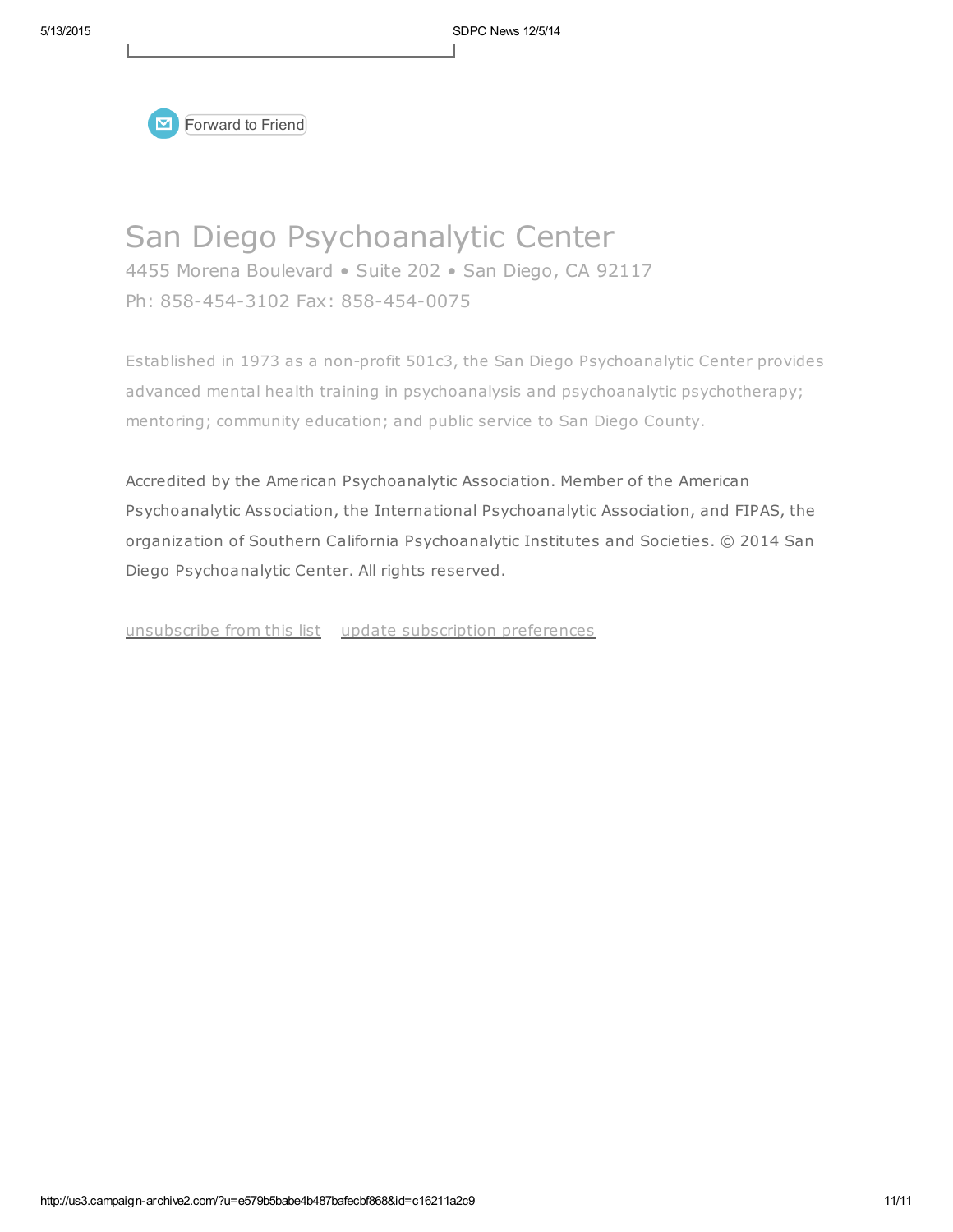Forward to Friend

# San Diego Psychoanalytic Center

4455 Morena Boulevard • Suite 202 • San Diego, CA 92117
Ph: 858-454-3102 Fax: 858-454-0075

Established in 1973 as a non-profit 501c3, the San Diego Psychoanalytic Center provides advanced mental health training in psychoanalysis and psychoanalytic psychotherapy; mentoring; community education; and public service to San Diego County.

Accredited by the American Psychoanalytic Association. Member of the American Psychoanalytic Association, the International Psychoanalytic Association, and FIPAS, the organization of Southern California Psychoanalytic Institutes and Societies. © 2014 San Diego Psychoanalytic Center. All rights reserved.

unsubscribe from this list    update subscription preferences